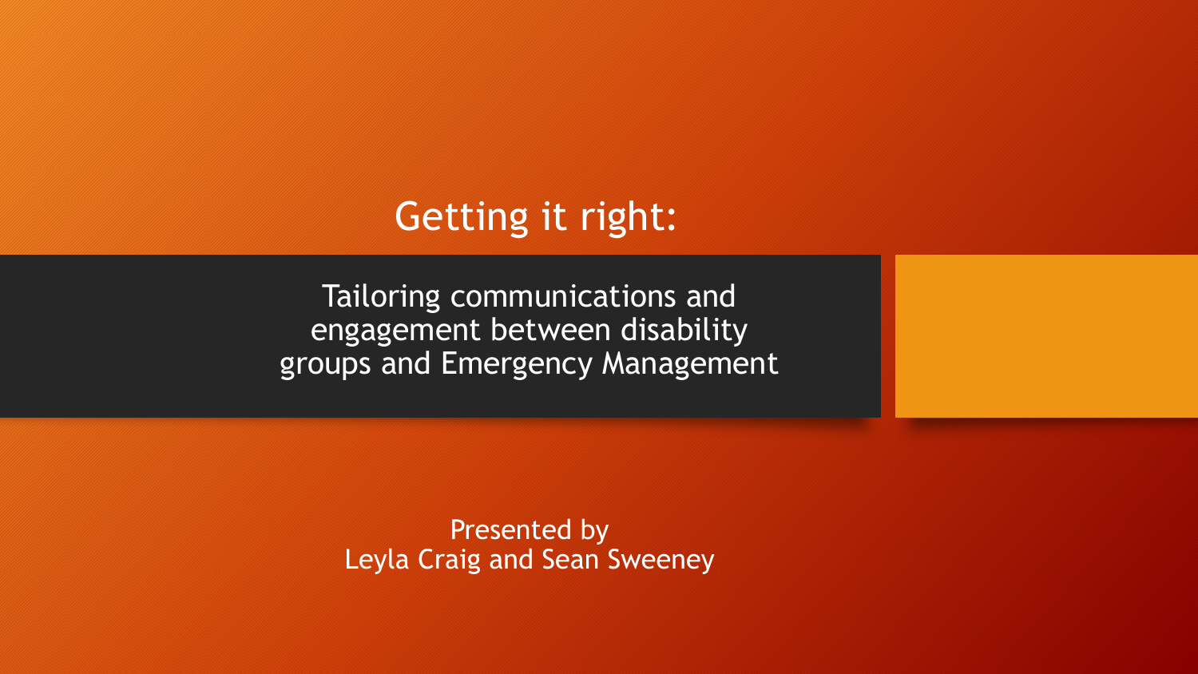# Getting it right:

## Tailoring communications and engagement between disability groups and Emergency Management

Presented by
Leyla Craig and Sean Sweeney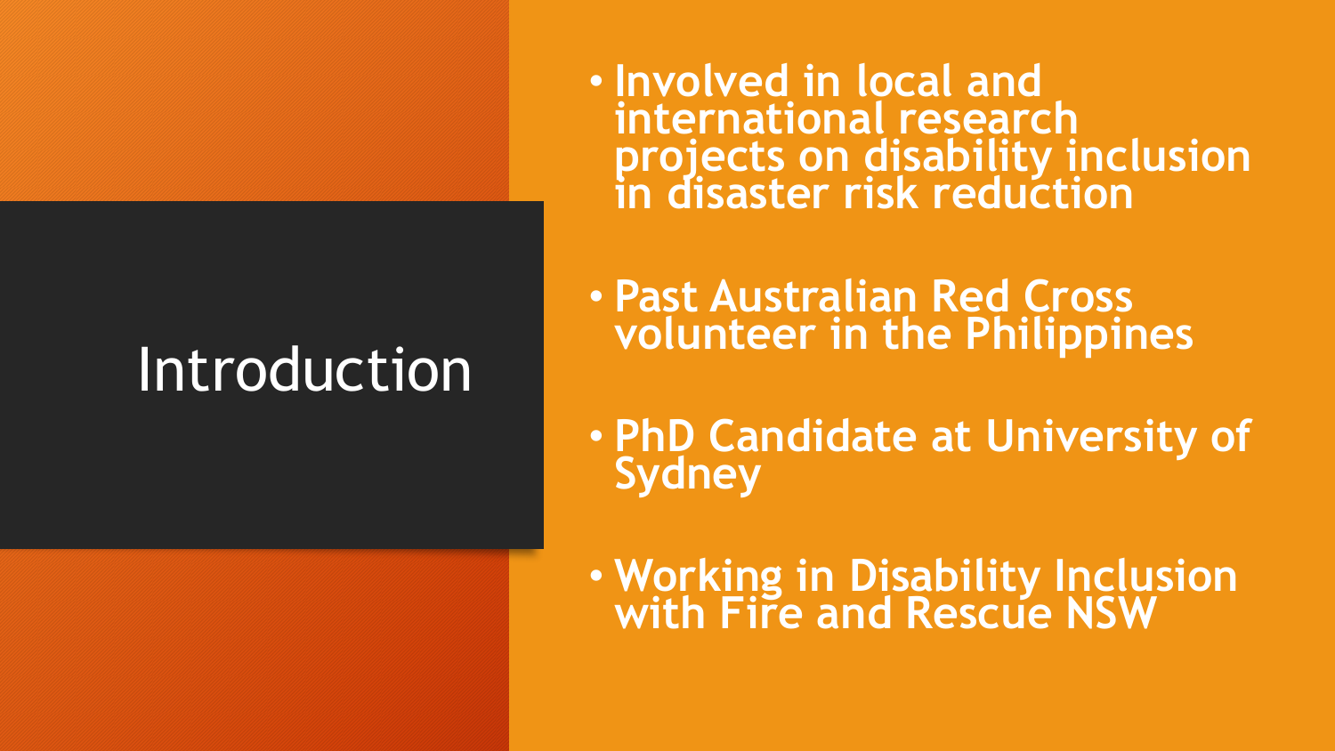# Introduction

- **Involved in local and international research projects on disability inclusion in disaster risk reduction**
- **Past Australian Red Cross volunteer in the Philippines**
- **PhD Candidate at University of Sydney**
- **Working in Disability Inclusion with Fire and Rescue NSW**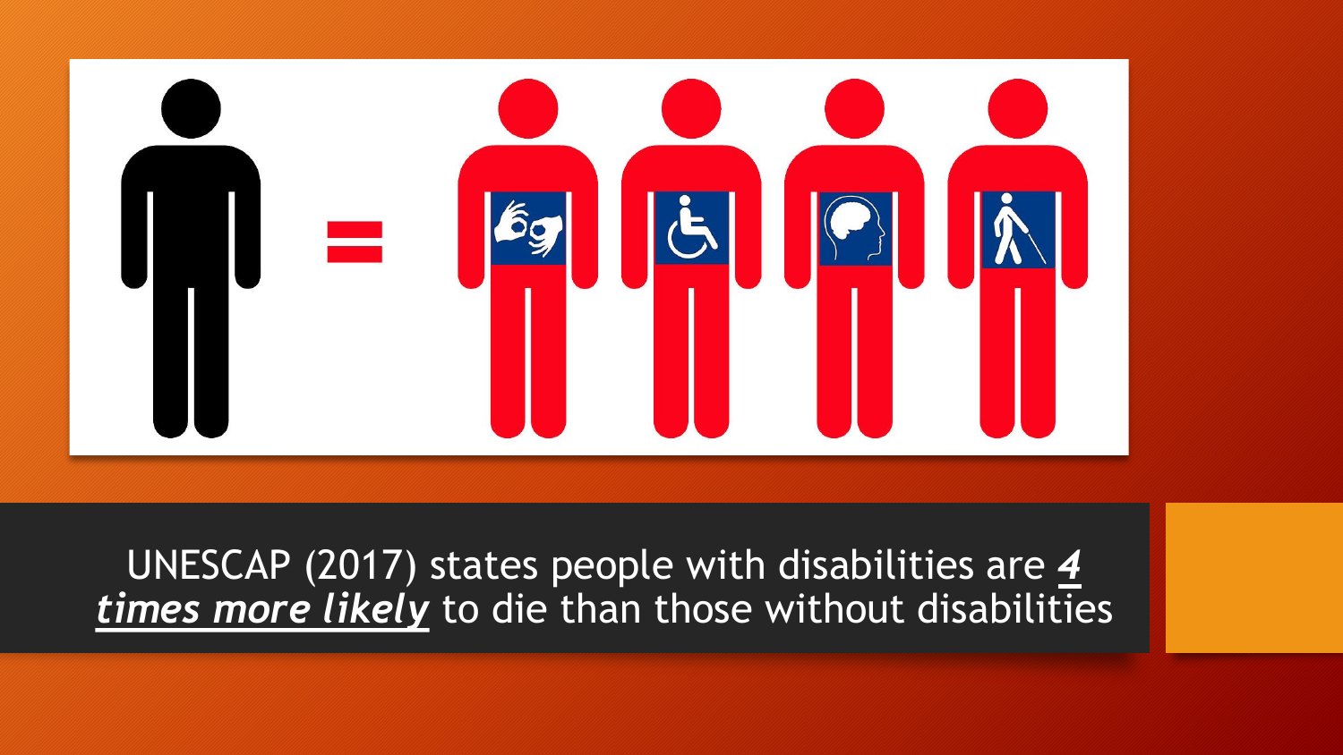UNESCAP (2017) states people with disabilities are ***4 times more likely*** to die than those without disabilities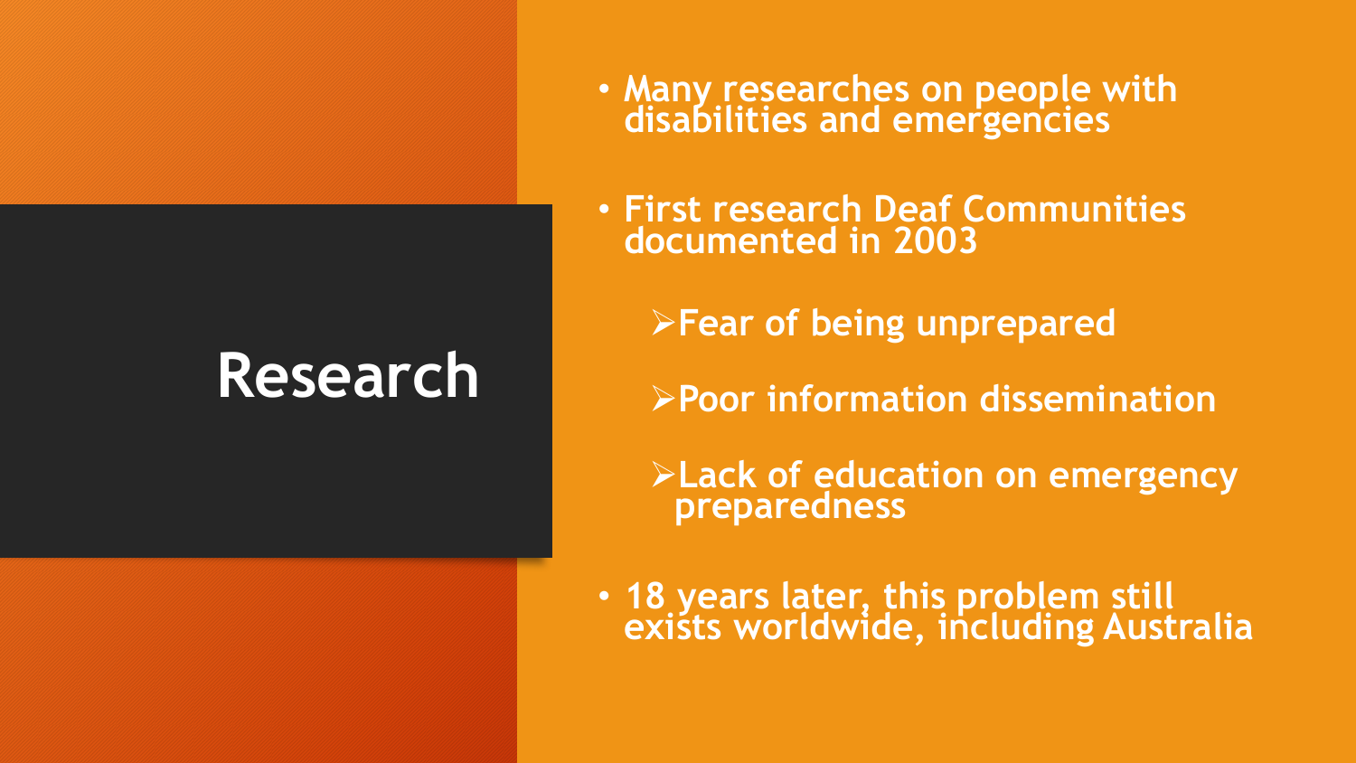# Research

- Many researches on people with disabilities and emergencies
- First research Deaf Communities documented in 2003
  - Fear of being unprepared
  - Poor information dissemination
  - Lack of education on emergency preparedness
- 18 years later, this problem still exists worldwide, including Australia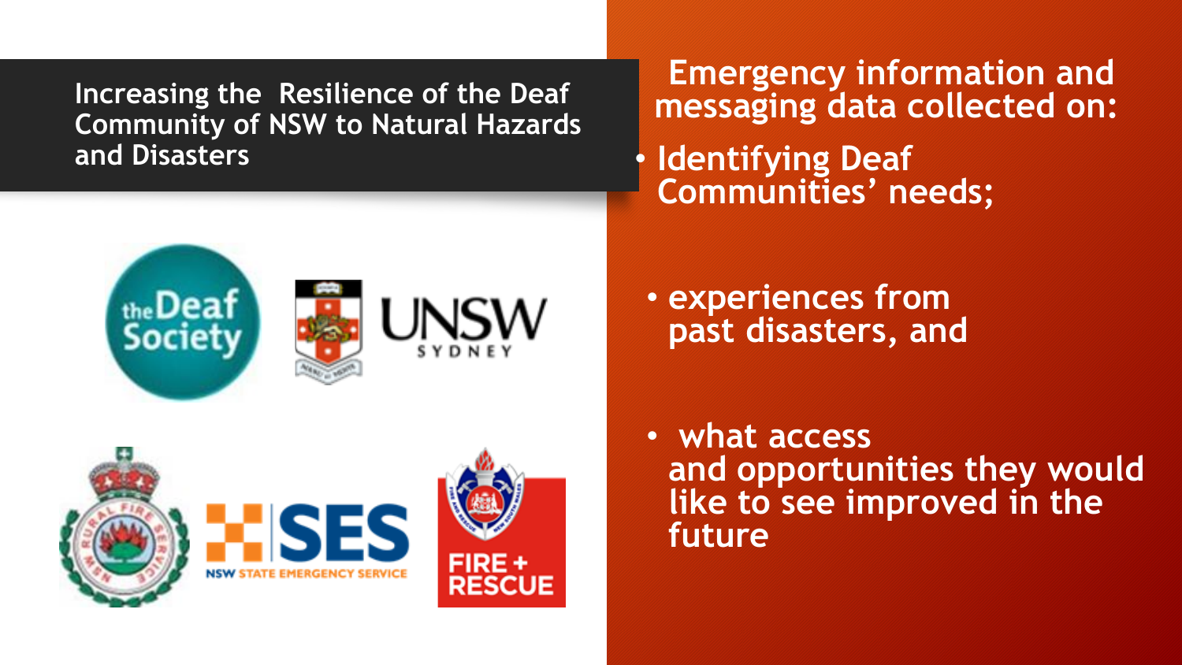# Increasing the Resilience of the Deaf Community of NSW to Natural Hazards and Disasters

**Emergency information and messaging data collected on:**

- **Identifying Deaf Communities' needs;**
- **experiences from past disasters, and**
- **what access and opportunities they would like to see improved in the future**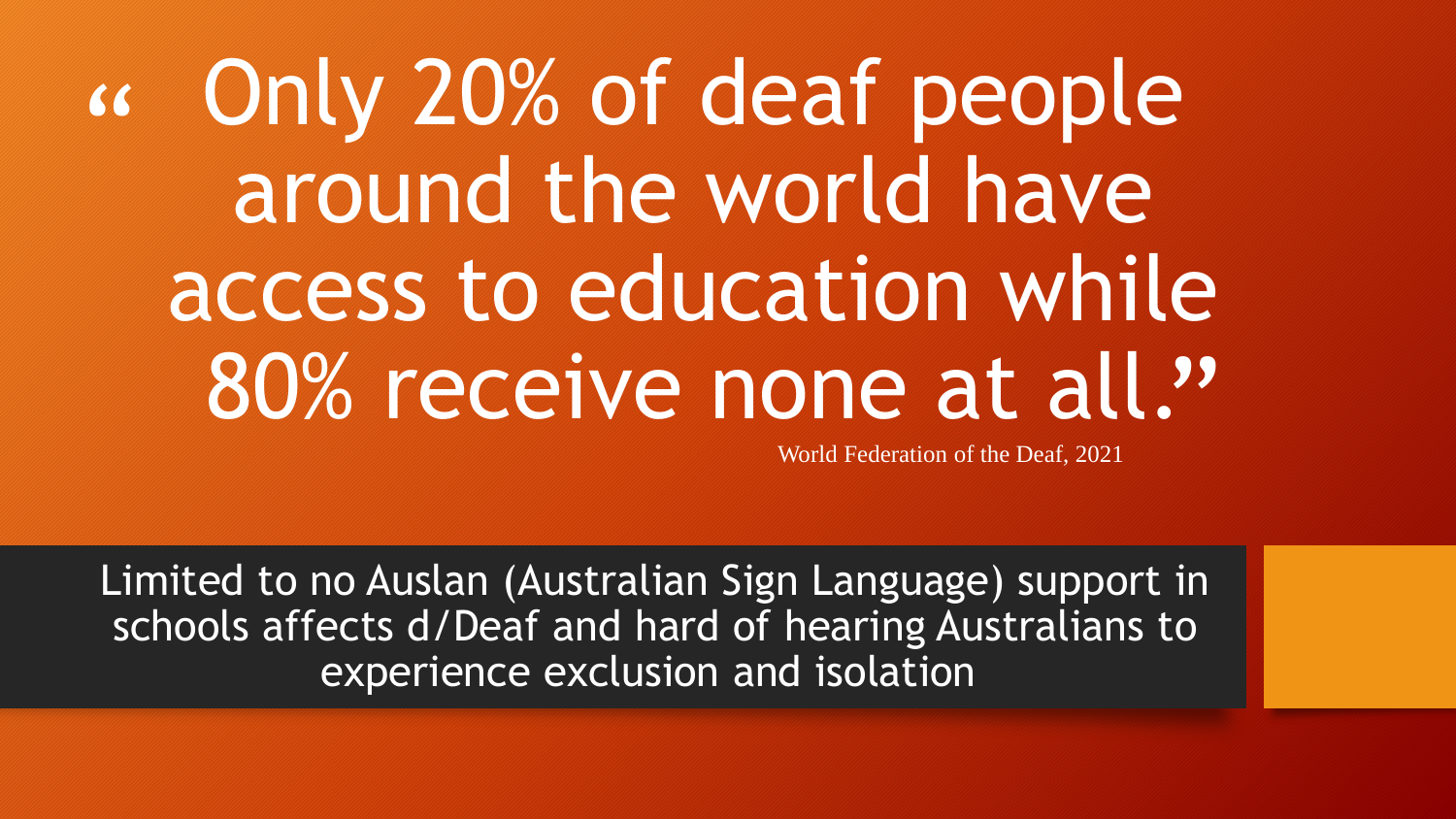> "Only 20% of deaf people around the world have access to education while 80% receive none at all."

World Federation of the Deaf, 2021

Limited to no Auslan (Australian Sign Language) support in schools affects d/Deaf and hard of hearing Australians to experience exclusion and isolation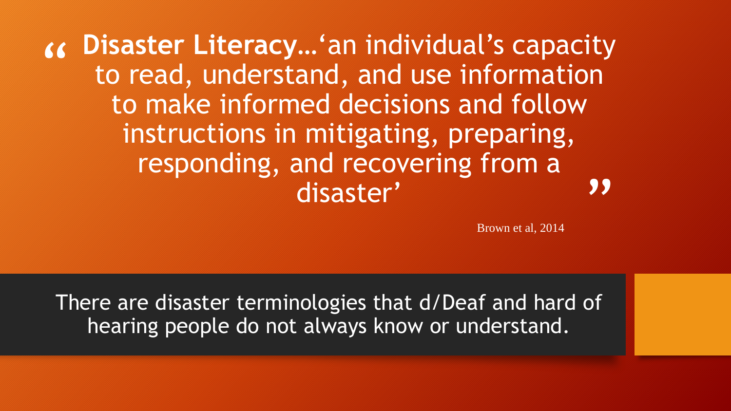> **Disaster Literacy…**'an individual's capacity to read, understand, and use information to make informed decisions and follow instructions in mitigating, preparing, responding, and recovering from a disaster'

Brown et al, 2014

There are disaster terminologies that d/Deaf and hard of hearing people do not always know or understand.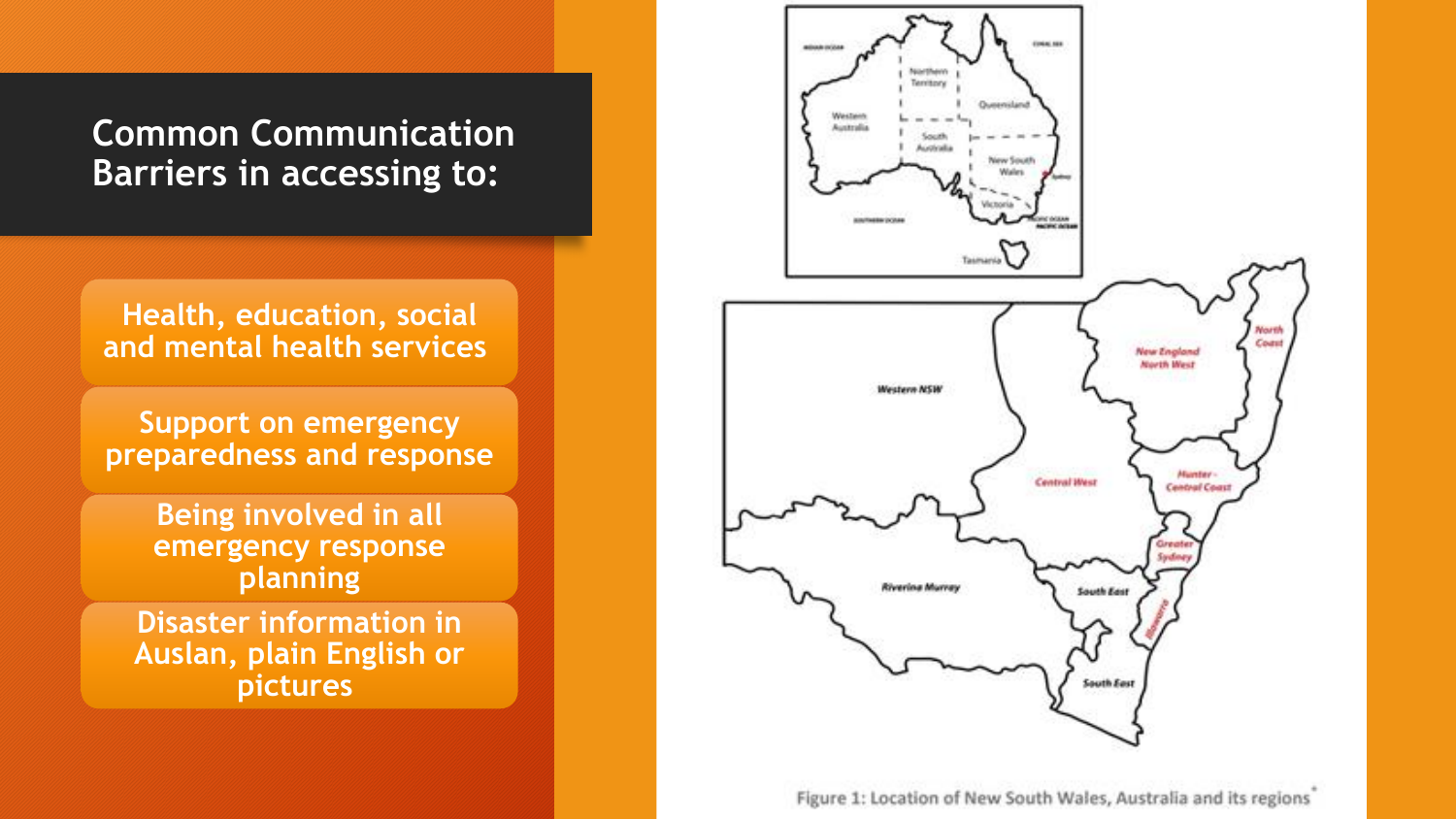## Common Communication Barriers in accessing to:

- Health, education, social and mental health services
- Support on emergency preparedness and response
- Being involved in all emergency response planning
- Disaster information in Auslan, plain English or pictures

Figure 1: Location of New South Wales, Australia and its regions*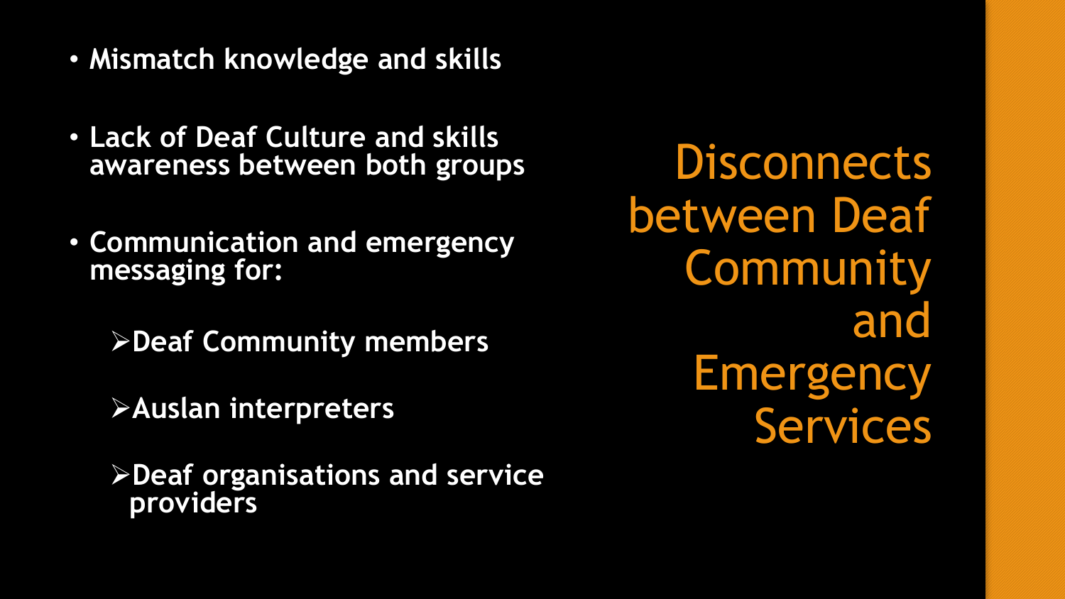# Disconnects between Deaf Community and Emergency Services

- **Mismatch knowledge and skills**
- **Lack of Deaf Culture and skills awareness between both groups**
- **Communication and emergency messaging for:**
  - **Deaf Community members**
  - **Auslan interpreters**
  - **Deaf organisations and service providers**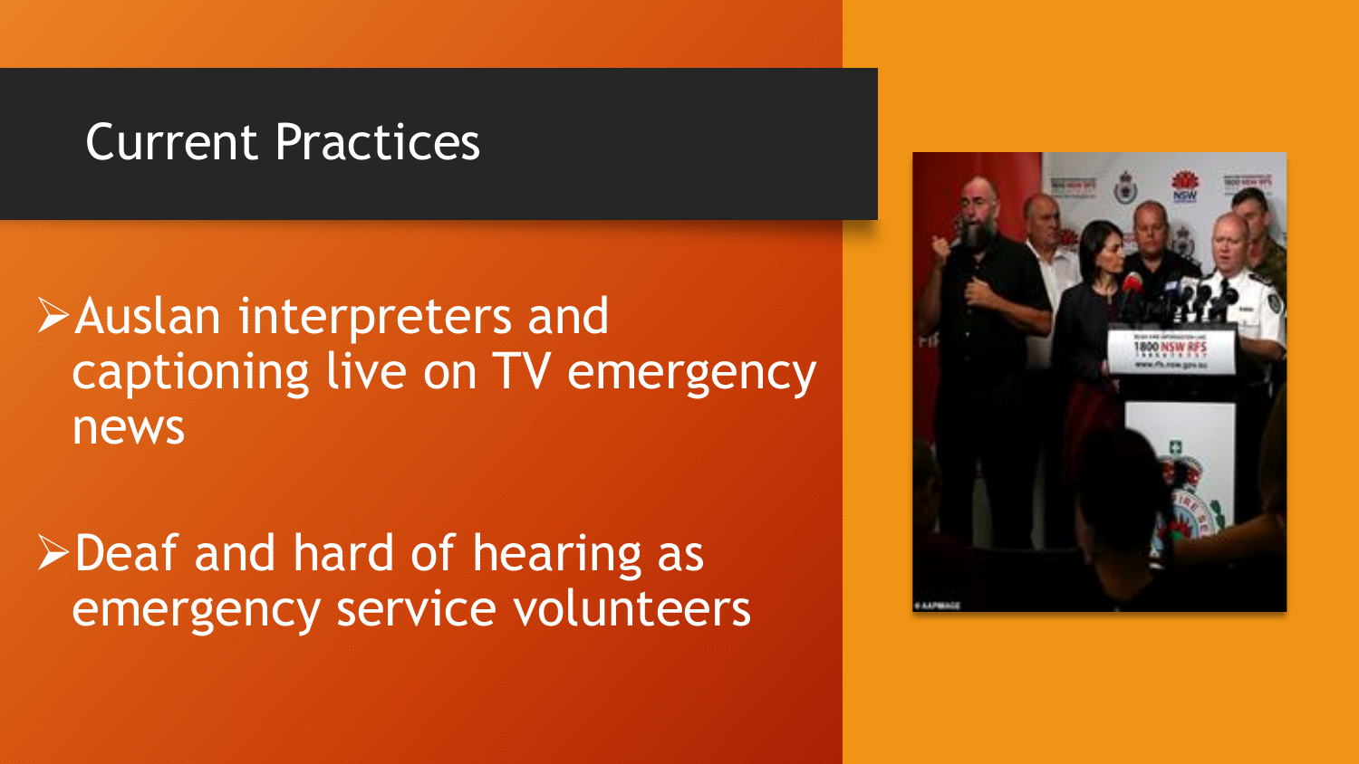# Current Practices

- Auslan interpreters and captioning live on TV emergency news
- Deaf and hard of hearing as emergency service volunteers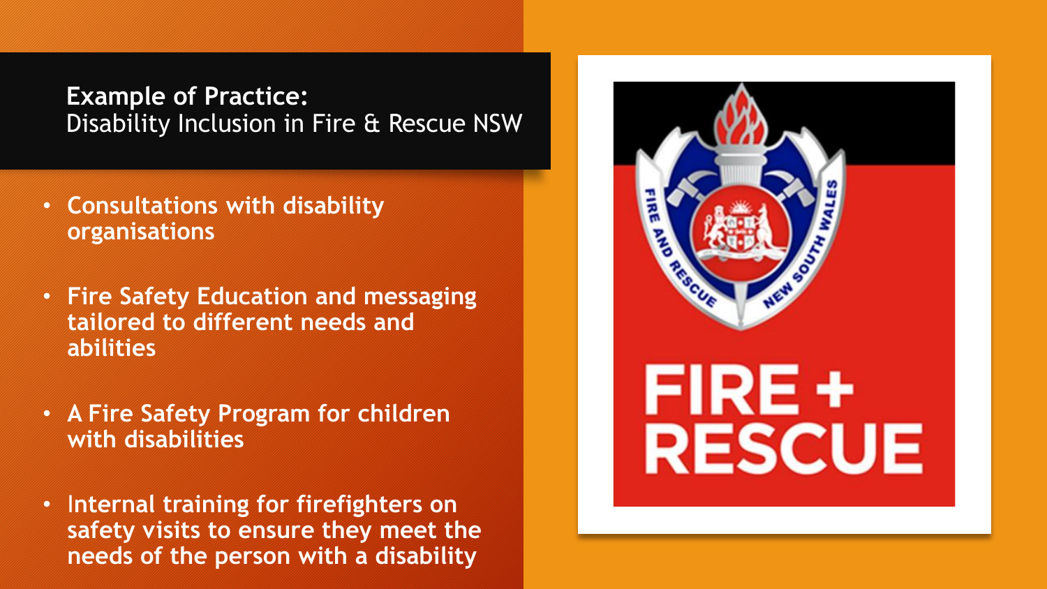## **Example of Practice:** Disability Inclusion in Fire & Rescue NSW

- **Consultations with disability organisations**
- **Fire Safety Education and messaging tailored to different needs and abilities**
- **A Fire Safety Program for children with disabilities**
- **Internal training for firefighters on safety visits to ensure they meet the needs of the person with a disability**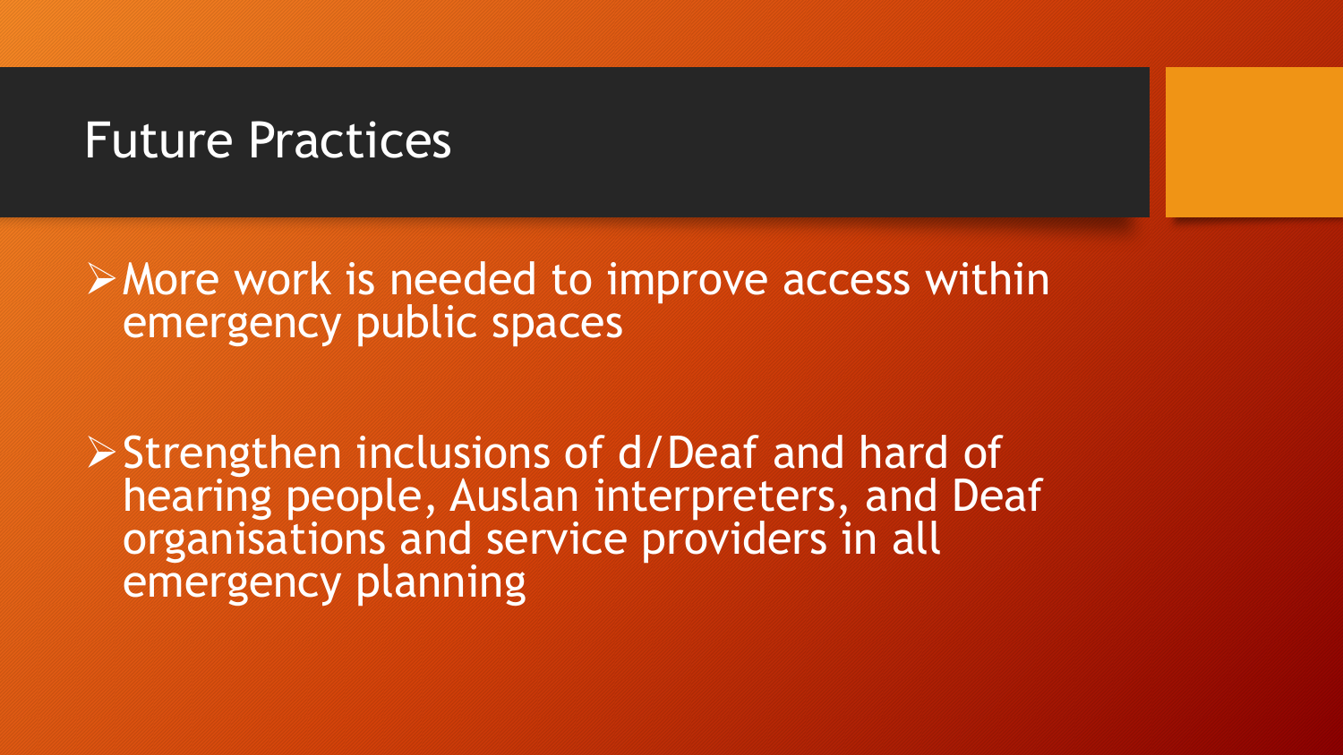# Future Practices

- More work is needed to improve access within emergency public spaces

- Strengthen inclusions of d/Deaf and hard of hearing people, Auslan interpreters, and Deaf organisations and service providers in all emergency planning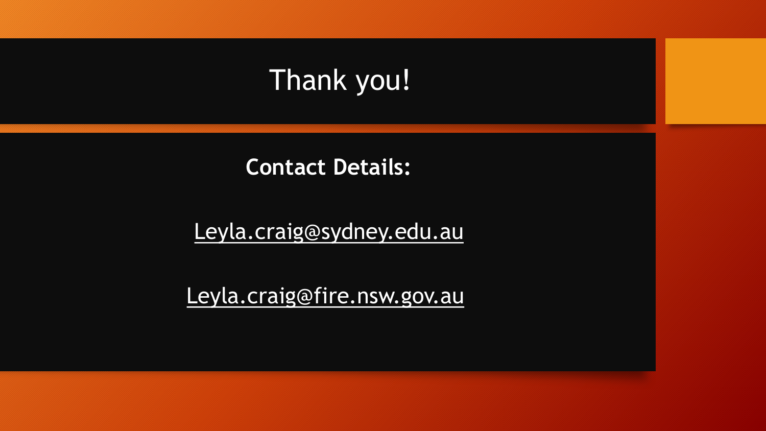# Thank you!

**Contact Details:**

Leyla.craig@sydney.edu.au

Leyla.craig@fire.nsw.gov.au